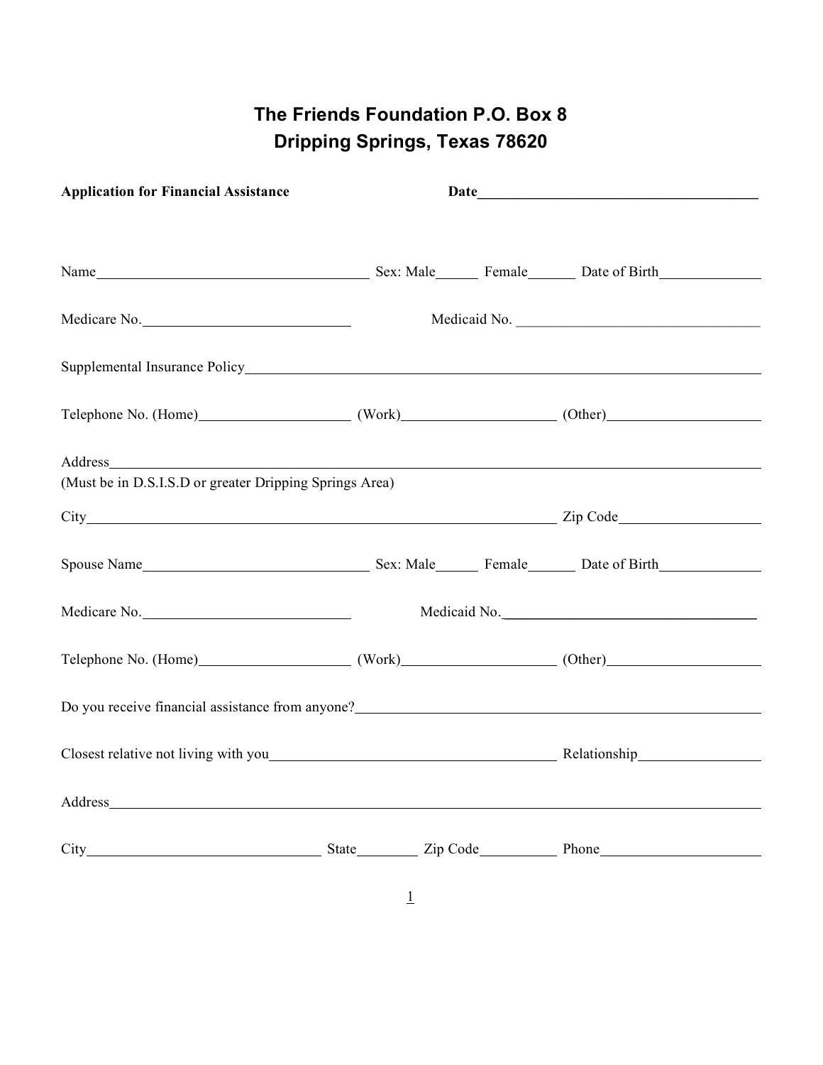# The Friends Foundation P.O. Box 8
# Dripping Springs, Texas 78620

**Application for Financial Assistance** **Date**\_\_\_\_\_\_\_\_\_\_\_\_\_\_\_\_\_\_\_\_\_\_\_\_\_\_\_\_\_\_\_\_\_\_\_\_\_\_

Name\_\_\_\_\_\_\_\_\_\_\_\_\_\_\_\_\_\_\_\_\_\_\_\_\_\_\_\_\_\_\_\_\_\_\_\_ Sex: Male\_\_\_\_\_\_ Female\_\_\_\_\_\_ Date of Birth\_\_\_\_\_\_\_\_\_\_\_\_\_\_

Medicare No.\_\_\_\_\_\_\_\_\_\_\_\_\_\_\_\_\_\_\_\_\_\_\_\_\_\_\_\_ Medicaid No. \_\_\_\_\_\_\_\_\_\_\_\_\_\_\_\_\_\_\_\_\_\_\_\_\_\_\_\_\_\_\_\_\_\_

Supplemental Insurance Policy\_\_\_\_\_\_\_\_\_\_\_\_\_\_\_\_\_\_\_\_\_\_\_\_\_\_\_\_\_\_\_\_\_\_\_\_\_\_\_\_\_\_\_\_\_\_\_\_\_\_\_\_\_\_\_\_\_\_\_\_\_\_\_\_\_\_\_\_\_\_

Telephone No. (Home)\_\_\_\_\_\_\_\_\_\_\_\_\_\_\_\_\_\_\_\_ (Work)\_\_\_\_\_\_\_\_\_\_\_\_\_\_\_\_\_\_\_\_ (Other)\_\_\_\_\_\_\_\_\_\_\_\_\_\_\_\_\_\_\_\_

Address\_\_\_\_\_\_\_\_\_\_\_\_\_\_\_\_\_\_\_\_\_\_\_\_\_\_\_\_\_\_\_\_\_\_\_\_\_\_\_\_\_\_\_\_\_\_\_\_\_\_\_\_\_\_\_\_\_\_\_\_\_\_\_\_\_\_\_\_\_\_\_\_\_\_\_\_\_\_\_\_\_\_\_\_\_\_\_\_\_
(Must be in D.S.I.S.D or greater Dripping Springs Area)

City\_\_\_\_\_\_\_\_\_\_\_\_\_\_\_\_\_\_\_\_\_\_\_\_\_\_\_\_\_\_\_\_\_\_\_\_\_\_\_\_\_\_\_\_\_\_\_\_\_\_\_\_\_\_\_\_\_\_\_\_\_\_\_\_\_ Zip Code\_\_\_\_\_\_\_\_\_\_\_\_\_\_\_\_\_\_\_\_

Spouse Name\_\_\_\_\_\_\_\_\_\_\_\_\_\_\_\_\_\_\_\_\_\_\_\_\_\_\_\_\_\_\_ Sex: Male\_\_\_\_\_\_ Female\_\_\_\_\_\_ Date of Birth\_\_\_\_\_\_\_\_\_\_\_\_\_\_

Medicare No.\_\_\_\_\_\_\_\_\_\_\_\_\_\_\_\_\_\_\_\_\_\_\_\_\_\_\_\_ Medicaid No.\_\_\_\_\_\_\_\_\_\_\_\_\_\_\_\_\_\_\_\_\_\_\_\_\_\_\_\_\_\_\_\_\_\_\_\_

Telephone No. (Home)\_\_\_\_\_\_\_\_\_\_\_\_\_\_\_\_\_\_\_\_ (Work)\_\_\_\_\_\_\_\_\_\_\_\_\_\_\_\_\_\_\_\_ (Other)\_\_\_\_\_\_\_\_\_\_\_\_\_\_\_\_\_\_\_\_

Do you receive financial assistance from anyone?\_\_\_\_\_\_\_\_\_\_\_\_\_\_\_\_\_\_\_\_\_\_\_\_\_\_\_\_\_\_\_\_\_\_\_\_\_\_\_\_\_\_\_\_\_\_\_\_\_\_\_\_\_\_\_\_

Closest relative not living with you\_\_\_\_\_\_\_\_\_\_\_\_\_\_\_\_\_\_\_\_\_\_\_\_\_\_\_\_\_\_\_\_\_\_\_\_\_\_\_\_\_ Relationship\_\_\_\_\_\_\_\_\_\_\_\_\_\_\_\_\_\_

Address\_\_\_\_\_\_\_\_\_\_\_\_\_\_\_\_\_\_\_\_\_\_\_\_\_\_\_\_\_\_\_\_\_\_\_\_\_\_\_\_\_\_\_\_\_\_\_\_\_\_\_\_\_\_\_\_\_\_\_\_\_\_\_\_\_\_\_\_\_\_\_\_\_\_\_\_\_\_\_\_\_\_\_\_\_\_\_\_\_

City\_\_\_\_\_\_\_\_\_\_\_\_\_\_\_\_\_\_\_\_\_\_\_\_\_\_\_\_\_\_\_\_\_\_ State\_\_\_\_\_\_\_\_\_ Zip Code\_\_\_\_\_\_\_\_\_\_\_ Phone\_\_\_\_\_\_\_\_\_\_\_\_\_\_\_\_\_\_\_\_\_\_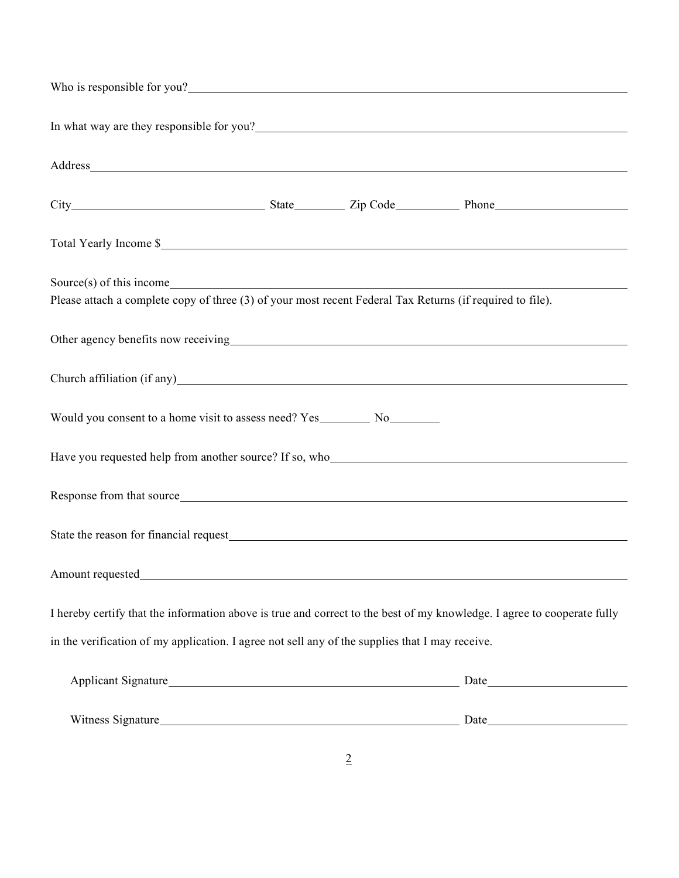Who is responsible for you?\_\_\_\_\_\_\_\_\_\_\_\_\_\_\_\_\_\_\_\_\_\_\_\_\_\_\_\_\_\_\_\_\_\_\_\_\_\_\_\_

In what way are they responsible for you?\_\_\_\_\_\_\_\_\_\_\_\_\_\_\_\_\_\_\_\_\_\_\_\_\_\_\_\_\_\_\_\_\_\_\_\_

Address\_\_\_\_\_\_\_\_\_\_\_\_\_\_\_\_\_\_\_\_\_\_\_\_\_\_\_\_\_\_\_\_\_\_\_\_\_\_\_\_\_\_\_\_\_\_\_\_\_\_

City\_\_\_\_\_\_\_\_\_\_\_\_\_\_\_\_\_\_\_\_ State\_\_\_\_\_\_ Zip Code\_\_\_\_\_\_\_ Phone\_\_\_\_\_\_\_\_\_\_\_\_\_\_

Total Yearly Income $\_\_\_\_\_\_\_\_\_\_\_\_\_\_\_\_\_\_\_\_\_\_\_\_\_\_\_\_\_\_\_\_\_\_\_\_\_\_\_\_\_\_

Source(s) of this income\_\_\_\_\_\_\_\_\_\_\_\_\_\_\_\_\_\_\_\_\_\_\_\_\_\_\_\_\_\_\_\_\_\_\_\_\_\_\_\_

Please attach a complete copy of three (3) of your most recent Federal Tax Returns (if required to file).

Other agency benefits now receiving\_\_\_\_\_\_\_\_\_\_\_\_\_\_\_\_\_\_\_\_\_\_\_\_\_\_\_\_\_\_\_\_\_\_\_\_\_

Church affiliation (if any)\_\_\_\_\_\_\_\_\_\_\_\_\_\_\_\_\_\_\_\_\_\_\_\_\_\_\_\_\_\_\_\_\_\_\_\_\_\_\_\_

Would you consent to a home visit to assess need? Yes\_\_\_\_\_\_ No\_\_\_\_\_\_

Have you requested help from another source? If so, who\_\_\_\_\_\_\_\_\_\_\_\_\_\_\_\_\_\_\_\_\_\_\_\_\_\_\_\_

Response from that source\_\_\_\_\_\_\_\_\_\_\_\_\_\_\_\_\_\_\_\_\_\_\_\_\_\_\_\_\_\_\_\_\_\_\_\_\_\_\_\_

State the reason for financial request\_\_\_\_\_\_\_\_\_\_\_\_\_\_\_\_\_\_\_\_\_\_\_\_\_\_\_\_\_\_\_\_\_\_\_\_

Amount requested\_\_\_\_\_\_\_\_\_\_\_\_\_\_\_\_\_\_\_\_\_\_\_\_\_\_\_\_\_\_\_\_\_\_\_\_\_\_\_\_\_\_\_\_

I hereby certify that the information above is true and correct to the best of my knowledge. I agree to cooperate fully in the verification of my application. I agree not sell any of the supplies that I may receive.

Applicant Signature\_\_\_\_\_\_\_\_\_\_\_\_\_\_\_\_\_\_\_\_\_\_\_\_\_\_\_\_\_\_ Date\_\_\_\_\_\_\_\_\_\_\_\_\_\_

Witness Signature\_\_\_\_\_\_\_\_\_\_\_\_\_\_\_\_\_\_\_\_\_\_\_\_\_\_\_\_\_\_\_ Date\_\_\_\_\_\_\_\_\_\_\_\_\_\_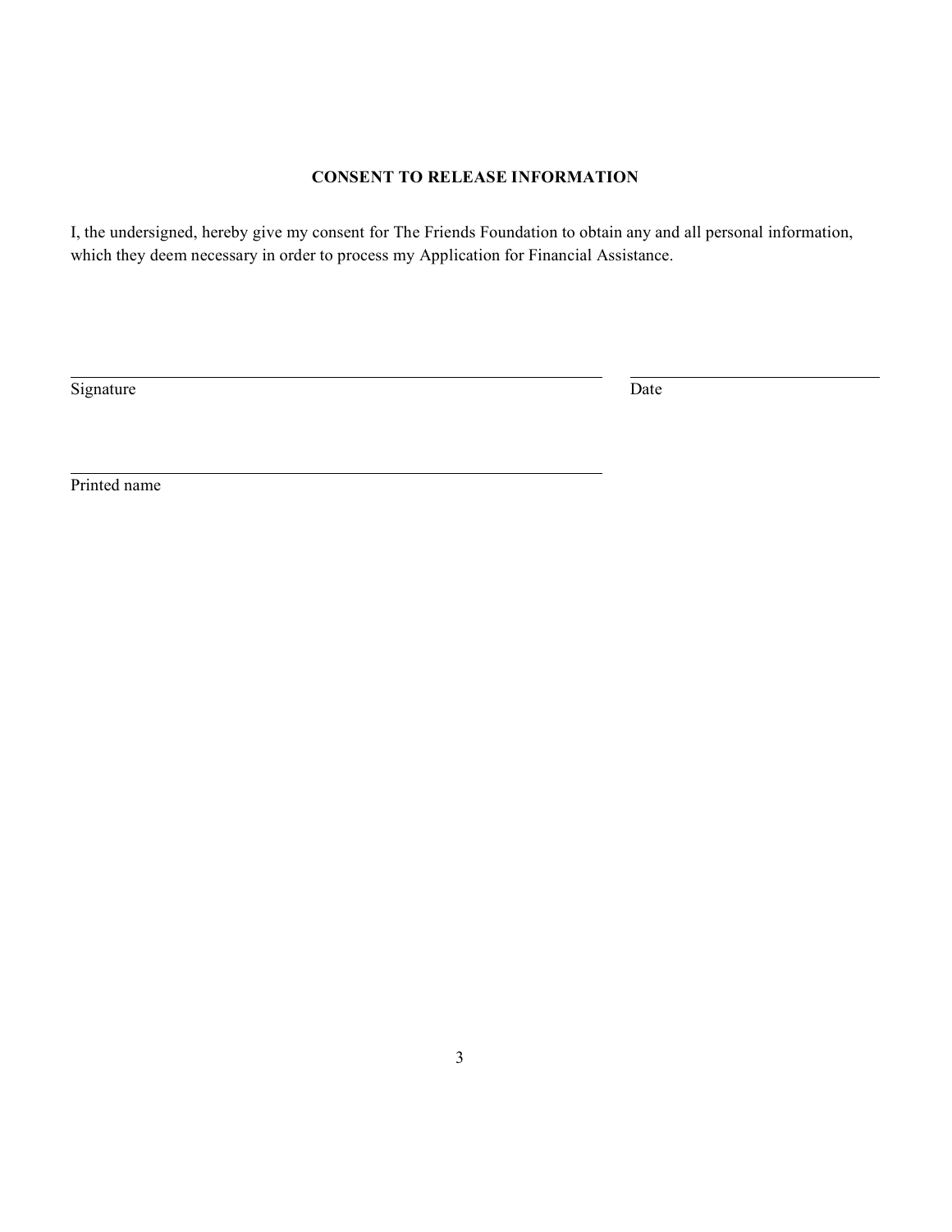## CONSENT TO RELEASE INFORMATION

I, the undersigned, hereby give my consent for The Friends Foundation to obtain any and all personal information, which they deem necessary in order to process my Application for Financial Assistance.

\_\_\_\_\_\_\_\_\_\_\_\_\_\_\_\_\_\_\_\_\_\_\_\_\_\_\_\_\_\_\_\_\_\_\_\_\_\_\_\_ \_\_\_\_\_\_\_\_\_\_\_\_\_\_\_\_\_\_\_\_

Signature Date

\_\_\_\_\_\_\_\_\_\_\_\_\_\_\_\_\_\_\_\_\_\_\_\_\_\_\_\_\_\_\_\_\_\_\_\_\_\_\_\_

Printed name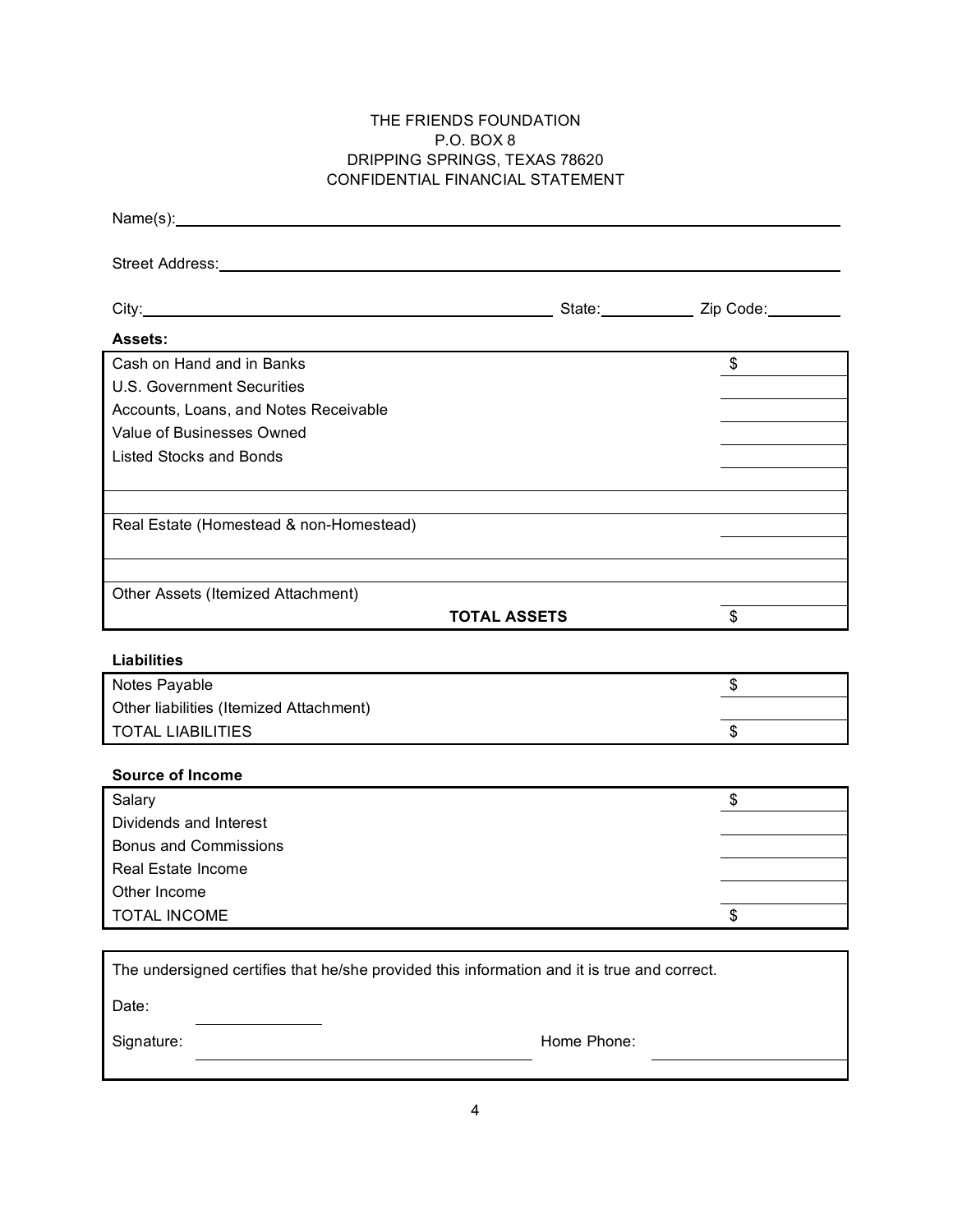THE FRIENDS FOUNDATION
P.O. BOX 8
DRIPPING SPRINGS, TEXAS 78620
CONFIDENTIAL FINANCIAL STATEMENT

Name(s): ______________________________

Street Address: ______________________________

City: ______________________ State: __________ Zip Code: __________

**Assets:**

| | |
|---|---|
| Cash on Hand and in Banks | $ |
| U.S. Government Securities | |
| Accounts, Loans, and Notes Receivable | |
| Value of Businesses Owned | |
| Listed Stocks and Bonds | |
| | |
| | |
| Real Estate (Homestead & non-Homestead) | |
| | |
| | |
| Other Assets (Itemized Attachment) | |
| **TOTAL ASSETS** | $ |

**Liabilities**

| | |
|---|---|
| Notes Payable | $ |
| Other liabilities (Itemized Attachment) | |
| TOTAL LIABILITIES | $ |

**Source of Income**

| | |
|---|---|
| Salary | $ |
| Dividends and Interest | |
| Bonus and Commissions | |
| Real Estate Income | |
| Other Income | |
| TOTAL INCOME | $ |

The undersigned certifies that he/she provided this information and it is true and correct.

Date: ______________

Signature: ______________________________ Home Phone: ______________________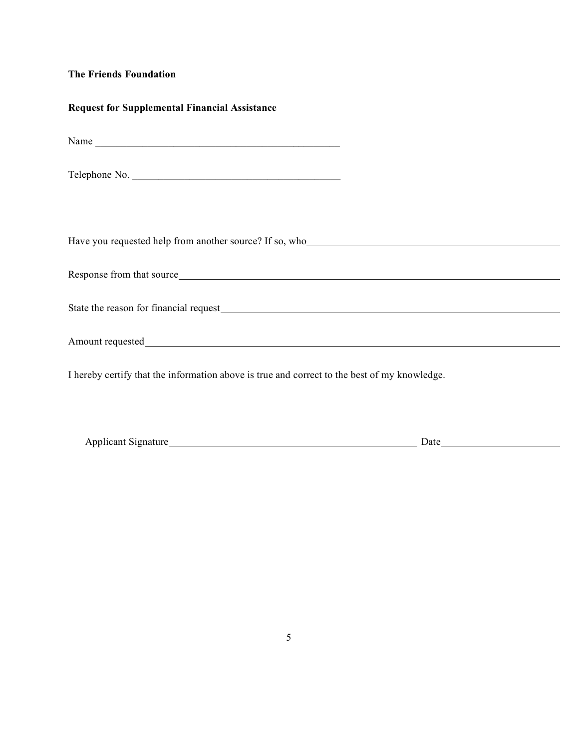**The Friends Foundation**

**Request for Supplemental Financial Assistance**

Name ______________________________________________

Telephone No. ______________________________________

Have you requested help from another source? If so, who______________________________________________

Response from that source______________________________________________

State the reason for financial request______________________________________________

Amount requested______________________________________________

I hereby certify that the information above is true and correct to the best of my knowledge.

Applicant Signature______________________________________________ Date______________________